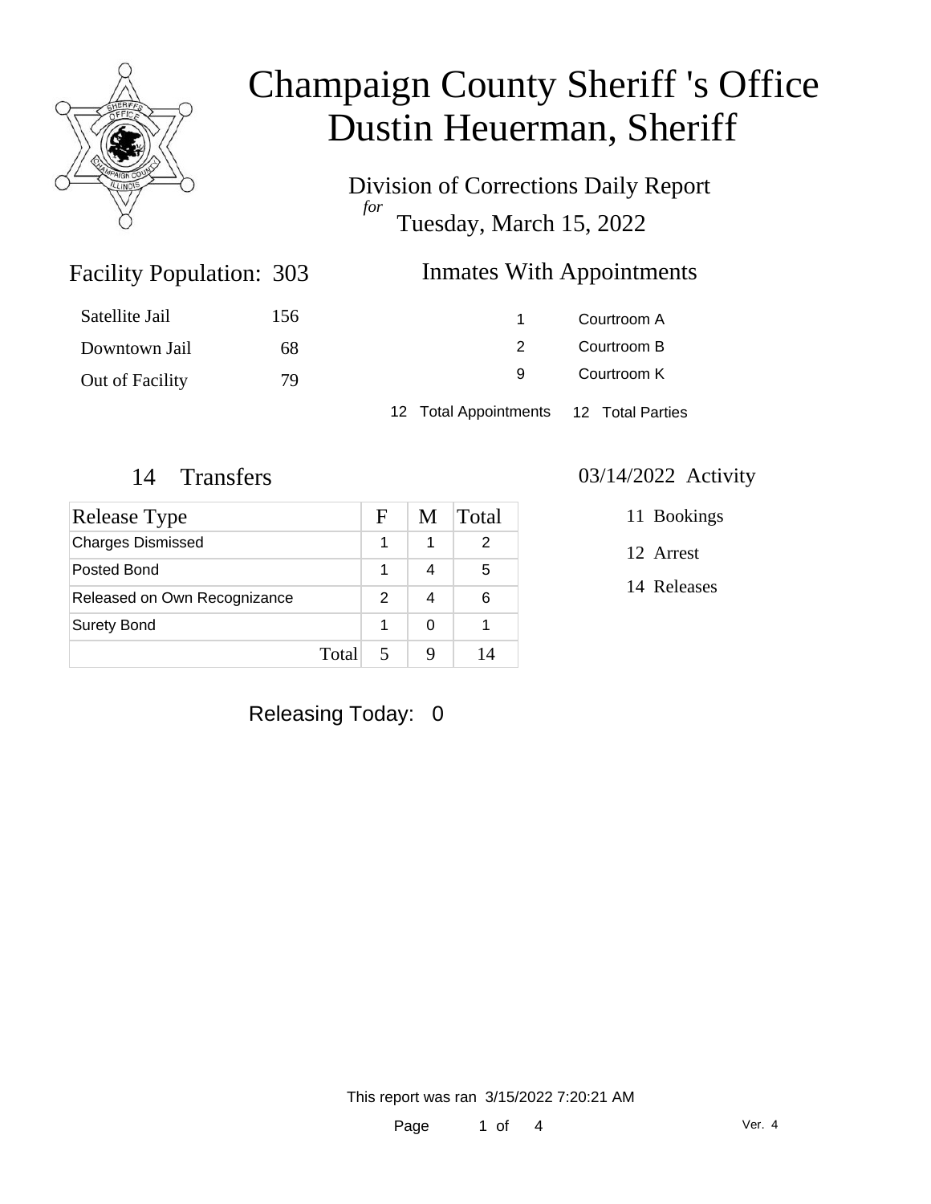# Champaign County Sheriff 's Office
# Dustin Heuerman, Sheriff

Division of Corrections Daily Report
*for*
Tuesday, March 15, 2022

## Facility Population: 303

| | |
|---|---|
| Satellite Jail | 156 |
| Downtown Jail | 68 |
| Out of Facility | 79 |

## Inmates With Appointments

| | |
|---|---|
| 1 | Courtroom A |
| 2 | Courtroom B |
| 9 | Courtroom K |
| 12 Total Appointments | 12 Total Parties |

## 14 Transfers

| Release Type | F | M | Total |
|---|---|---|---|
| Charges Dismissed | 1 | 1 | 2 |
| Posted Bond | 1 | 4 | 5 |
| Released on Own Recognizance | 2 | 4 | 6 |
| Surety Bond | 1 | 0 | 1 |
| Total | 5 | 9 | 14 |

## 03/14/2022 Activity

- 11 Bookings
- 12 Arrest
- 14 Releases

Releasing Today: 0

This report was ran 3/15/2022 7:20:21 AM

Ver. 4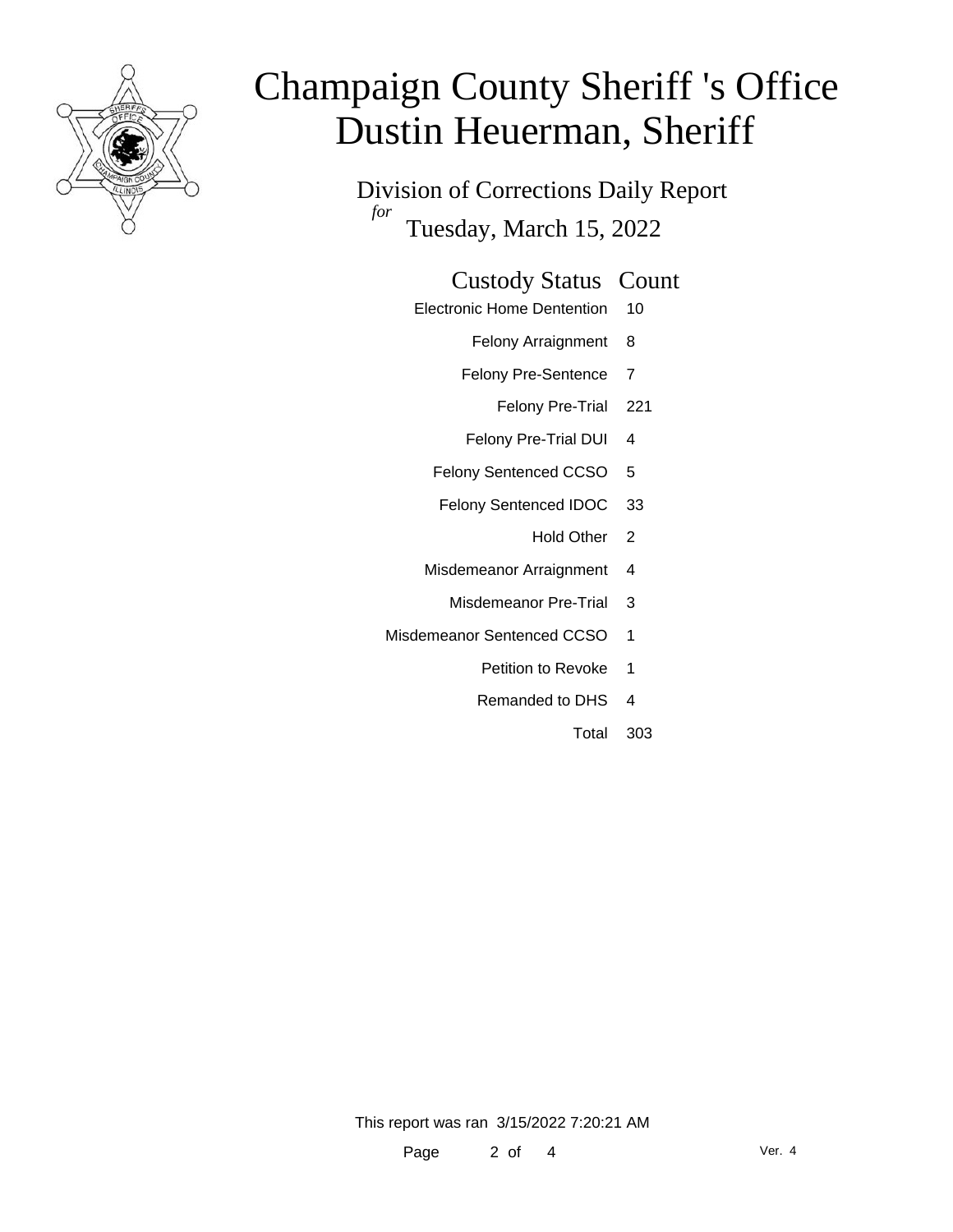# Champaign County Sheriff 's Office
# Dustin Heuerman, Sheriff

## Division of Corrections Daily Report

*for* Tuesday, March 15, 2022

| Custody Status | Count |
|---|---|
| Electronic Home Dentention | 10 |
| Felony Arraignment | 8 |
| Felony Pre-Sentence | 7 |
| Felony Pre-Trial | 221 |
| Felony Pre-Trial DUI | 4 |
| Felony Sentenced CCSO | 5 |
| Felony Sentenced IDOC | 33 |
| Hold Other | 2 |
| Misdemeanor Arraignment | 4 |
| Misdemeanor Pre-Trial | 3 |
| Misdemeanor Sentenced CCSO | 1 |
| Petition to Revoke | 1 |
| Remanded to DHS | 4 |
| Total | 303 |

This report was ran 3/15/2022 7:20:21 AM

Ver. 4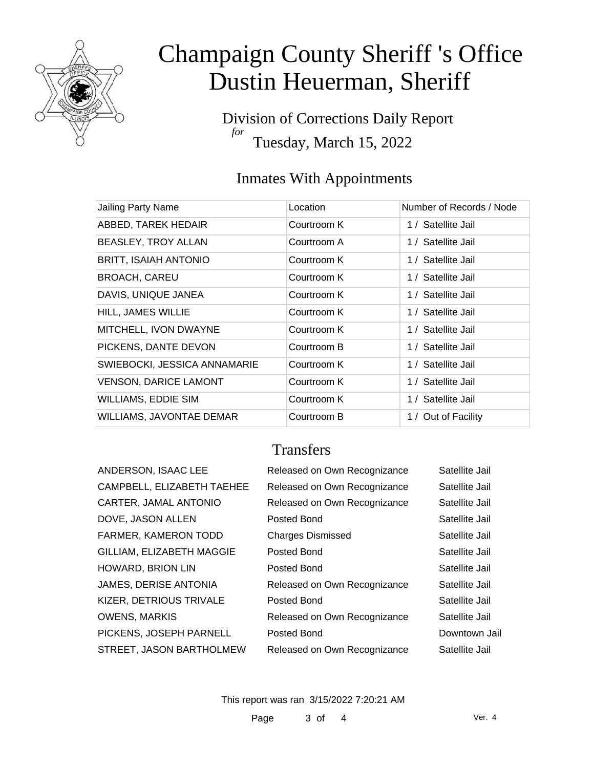# Champaign County Sheriff 's Office
# Dustin Heuerman, Sheriff

Division of Corrections Daily Report

*for*

Tuesday, March 15, 2022

## Inmates With Appointments

| Jailing Party Name | Location | Number of Records / Node |
|---|---|---|
| ABBED, TAREK HEDAIR | Courtroom K | 1 / Satellite Jail |
| BEASLEY, TROY ALLAN | Courtroom A | 1 / Satellite Jail |
| BRITT, ISAIAH ANTONIO | Courtroom K | 1 / Satellite Jail |
| BROACH, CAREU | Courtroom K | 1 / Satellite Jail |
| DAVIS, UNIQUE JANEA | Courtroom K | 1 / Satellite Jail |
| HILL, JAMES WILLIE | Courtroom K | 1 / Satellite Jail |
| MITCHELL, IVON DWAYNE | Courtroom K | 1 / Satellite Jail |
| PICKENS, DANTE DEVON | Courtroom B | 1 / Satellite Jail |
| SWIEBOCKI, JESSICA ANNAMARIE | Courtroom K | 1 / Satellite Jail |
| VENSON, DARICE LAMONT | Courtroom K | 1 / Satellite Jail |
| WILLIAMS, EDDIE SIM | Courtroom K | 1 / Satellite Jail |
| WILLIAMS, JAVONTAE DEMAR | Courtroom B | 1 / Out of Facility |

## Transfers

| | | |
|---|---|---|
| ANDERSON, ISAAC LEE | Released on Own Recognizance | Satellite Jail |
| CAMPBELL, ELIZABETH TAEHEE | Released on Own Recognizance | Satellite Jail |
| CARTER, JAMAL ANTONIO | Released on Own Recognizance | Satellite Jail |
| DOVE, JASON ALLEN | Posted Bond | Satellite Jail |
| FARMER, KAMERON TODD | Charges Dismissed | Satellite Jail |
| GILLIAM, ELIZABETH MAGGIE | Posted Bond | Satellite Jail |
| HOWARD, BRION LIN | Posted Bond | Satellite Jail |
| JAMES, DERISE ANTONIA | Released on Own Recognizance | Satellite Jail |
| KIZER, DETRIOUS TRIVALE | Posted Bond | Satellite Jail |
| OWENS, MARKIS | Released on Own Recognizance | Satellite Jail |
| PICKENS, JOSEPH PARNELL | Posted Bond | Downtown Jail |
| STREET, JASON BARTHOLMEW | Released on Own Recognizance | Satellite Jail |

This report was ran 3/15/2022 7:20:21 AM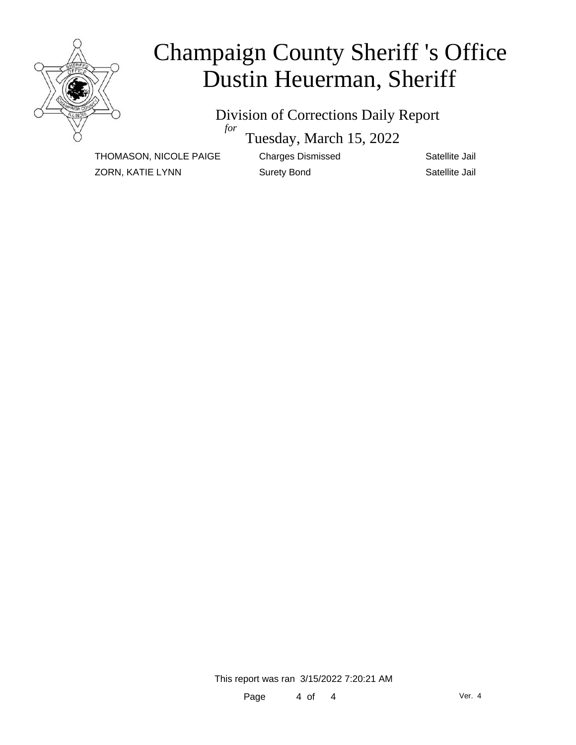# Champaign County Sheriff 's Office
# Dustin Heuerman, Sheriff

Division of Corrections Daily Report

*for*

Tuesday, March 15, 2022

| | | |
|---|---|---|
| THOMASON, NICOLE PAIGE | Charges Dismissed | Satellite Jail |
| ZORN, KATIE LYNN | Surety Bond | Satellite Jail |

This report was ran 3/15/2022 7:20:21 AM

Ver. 4